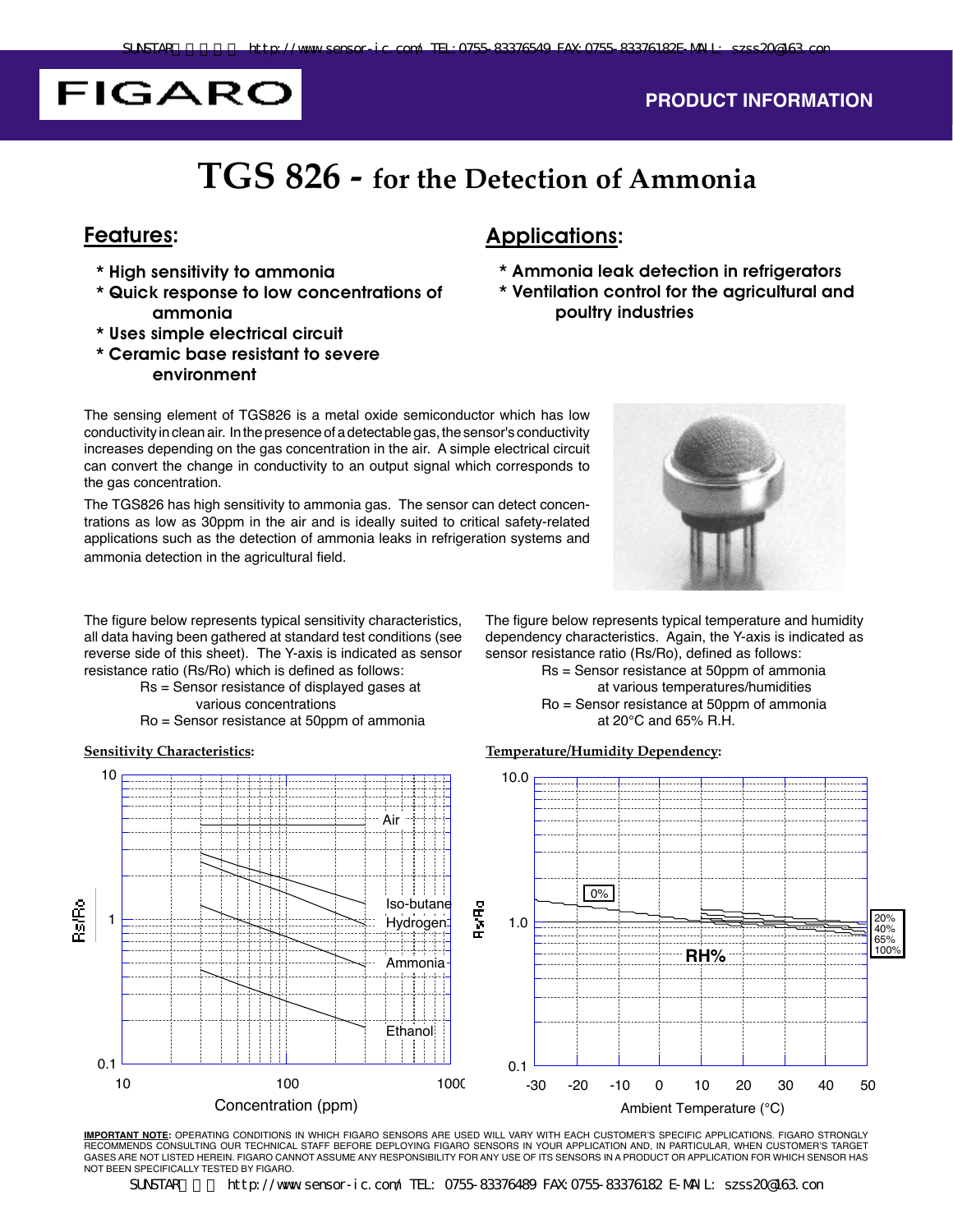# TGS 826 - for the Detection of Ammonia

## Features:

* High sensitivity to ammonia
* Quick response to low concentrations of ammonia
* Uses simple electrical circuit
* Ceramic base resistant to severe environment

## Applications:

* Ammonia leak detection in refrigerators
* Ventilation control for the agricultural and poultry industries

The sensing element of TGS826 is a metal oxide semiconductor which has low conductivity in clean air. In the presence of a detectable gas, the sensor's conductivity increases depending on the gas concentration in the air. A simple electrical circuit can convert the change in conductivity to an output signal which corresponds to the gas concentration.

The TGS826 has high sensitivity to ammonia gas. The sensor can detect concentrations as low as 30ppm in the air and is ideally suited to critical safety-related applications such as the detection of ammonia leaks in refrigeration systems and ammonia detection in the agricultural field.

The figure below represents typical sensitivity characteristics, all data having been gathered at standard test conditions (see reverse side of this sheet). The Y-axis is indicated as sensor resistance ratio (Rs/Ro) which is defined as follows:

Rs = Sensor resistance of displayed gases at various concentrations
Ro = Sensor resistance at 50ppm of ammonia

**Sensitivity Characteristics:**

The figure below represents typical temperature and humidity dependency characteristics. Again, the Y-axis is indicated as sensor resistance ratio (Rs/Ro), defined as follows:

Rs = Sensor resistance at 50ppm of ammonia at various temperatures/humidities
Ro = Sensor resistance at 50ppm of ammonia at 20°C and 65% R.H.

**Temperature/Humidity Dependency:**

**IMPORTANT NOTE:** OPERATING CONDITIONS IN WHICH FIGARO SENSORS ARE USED WILL VARY WITH EACH CUSTOMER'S SPECIFIC APPLICATIONS. FIGARO STRONGLY RECOMMENDS CONSULTING OUR TECHNICAL STAFF BEFORE DEPLOYING FIGARO SENSORS IN YOUR APPLICATION AND, IN PARTICULAR, WHEN CUSTOMER'S TARGET GASES ARE NOT LISTED HEREIN. FIGARO CANNOT ASSUME ANY RESPONSIBILITY FOR ANY USE OF ITS SENSORS IN A PRODUCT OR APPLICATION FOR WHICH SENSOR HAS NOT BEEN SPECIFICALLY TESTED BY FIGARO.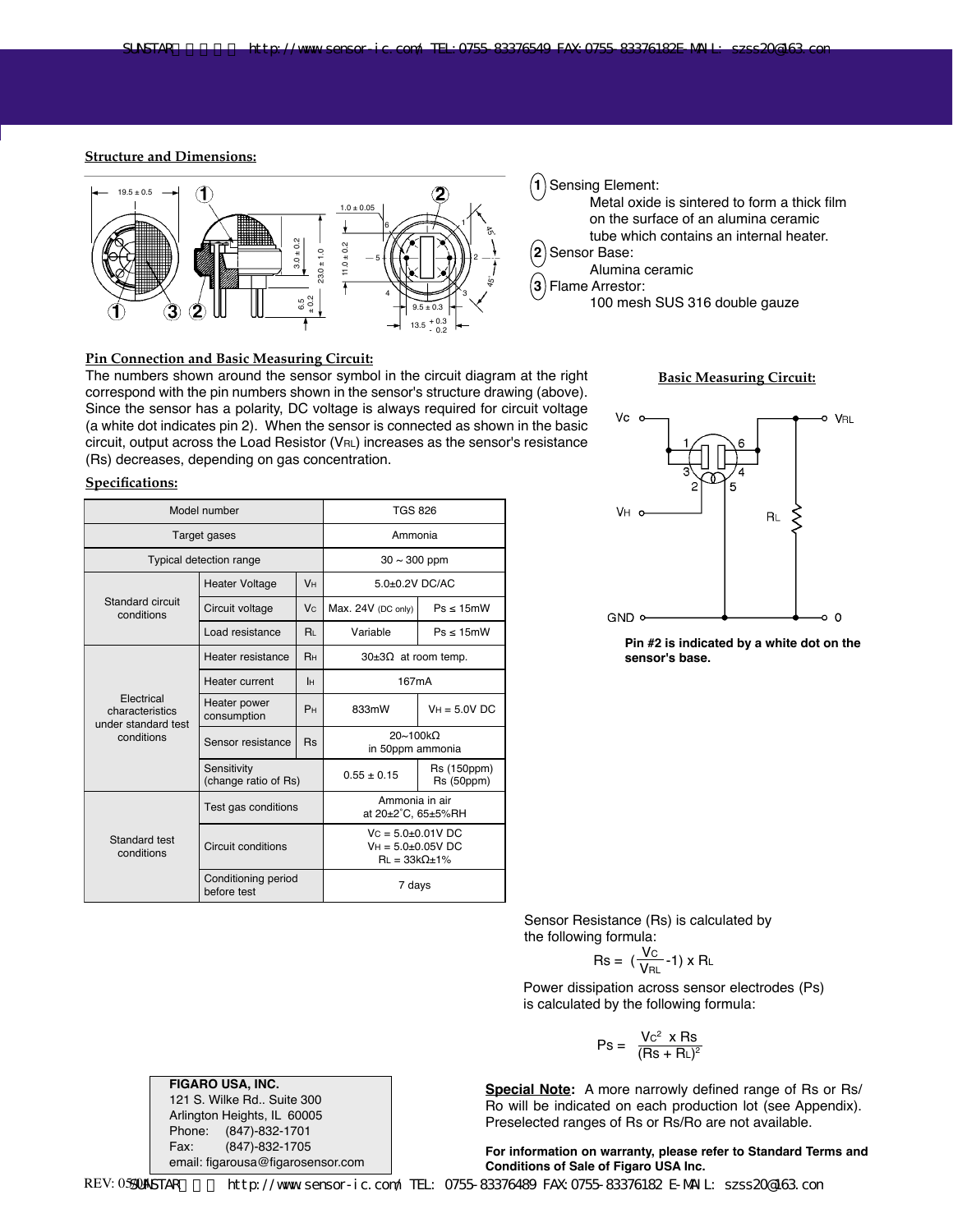## Structure and Dimensions:

1. Sensing Element:
   Metal oxide is sintered to form a thick film on the surface of an alumina ceramic tube which contains an internal heater.
2. Sensor Base:
   Alumina ceramic
3. Flame Arrestor:
   100 mesh SUS 316 double gauze

## Pin Connection and Basic Measuring Circuit:

The numbers shown around the sensor symbol in the circuit diagram at the right correspond with the pin numbers shown in the sensor's structure drawing (above). Since the sensor has a polarity, DC voltage is always required for circuit voltage (a white dot indicates pin 2). When the sensor is connected as shown in the basic circuit, output across the Load Resistor ($V_{RL}$) increases as the sensor's resistance (Rs) decreases, depending on gas concentration.

## Basic Measuring Circuit:

**Pin #2 is indicated by a white dot on the sensor's base.**

## Specifications:

| Model number | | | TGS 826 | |
|---|---|---|---|---|
| Target gases | | | Ammonia | |
| Typical detection range | | | 30 ~ 300 ppm | |
| Standard circuit conditions | Heater Voltage | $V_H$ | 5.0±0.2V DC/AC | |
| | Circuit voltage | $V_C$ | Max. 24V (DC only) | Ps ≤ 15mW |
| | Load resistance | $R_L$ | Variable | Ps ≤ 15mW |
| Electrical characteristics under standard test conditions | Heater resistance | $R_H$ | 30±3Ω at room temp. | |
| | Heater current | $I_H$ | 167mA | |
| | Heater power consumption | $P_H$ | 833mW | $V_H$ = 5.0V DC |
| | Sensor resistance | Rs | 20~100kΩ in 50ppm ammonia | |
| | Sensitivity (change ratio of Rs) | | 0.55 ± 0.15 | Rs (150ppm) / Rs (50ppm) |
| Standard test conditions | Test gas conditions | | Ammonia in air at 20±2°C, 65±5%RH | |
| | Circuit conditions | | $V_C$ = 5.0±0.01V DC, $V_H$ = 5.0±0.05V DC, $R_L$ = 33kΩ±1% | |
| | Conditioning period before test | | 7 days | |

Sensor Resistance (Rs) is calculated by the following formula:

$$Rs = \left(\frac{V_C}{V_{RL}} - 1\right) \times R_L$$

Power dissipation across sensor electrodes (Ps) is calculated by the following formula:

$$Ps = \frac{V_C^2 \times Rs}{(Rs + R_L)^2}$$

**Special Note:** A more narrowly defined range of Rs or Rs/Ro will be indicated on each production lot (see Appendix). Preselected ranges of Rs or Rs/Ro are not available.

**For information on warranty, please refer to Standard Terms and Conditions of Sale of Figaro USA Inc.**

**FIGARO USA, INC.**
121 S. Wilke Rd.. Suite 300
Arlington Heights, IL 60005
Phone: (847)-832-1701
Fax: (847)-832-1705
email: figarousa@figarosensor.com

REV: 05/04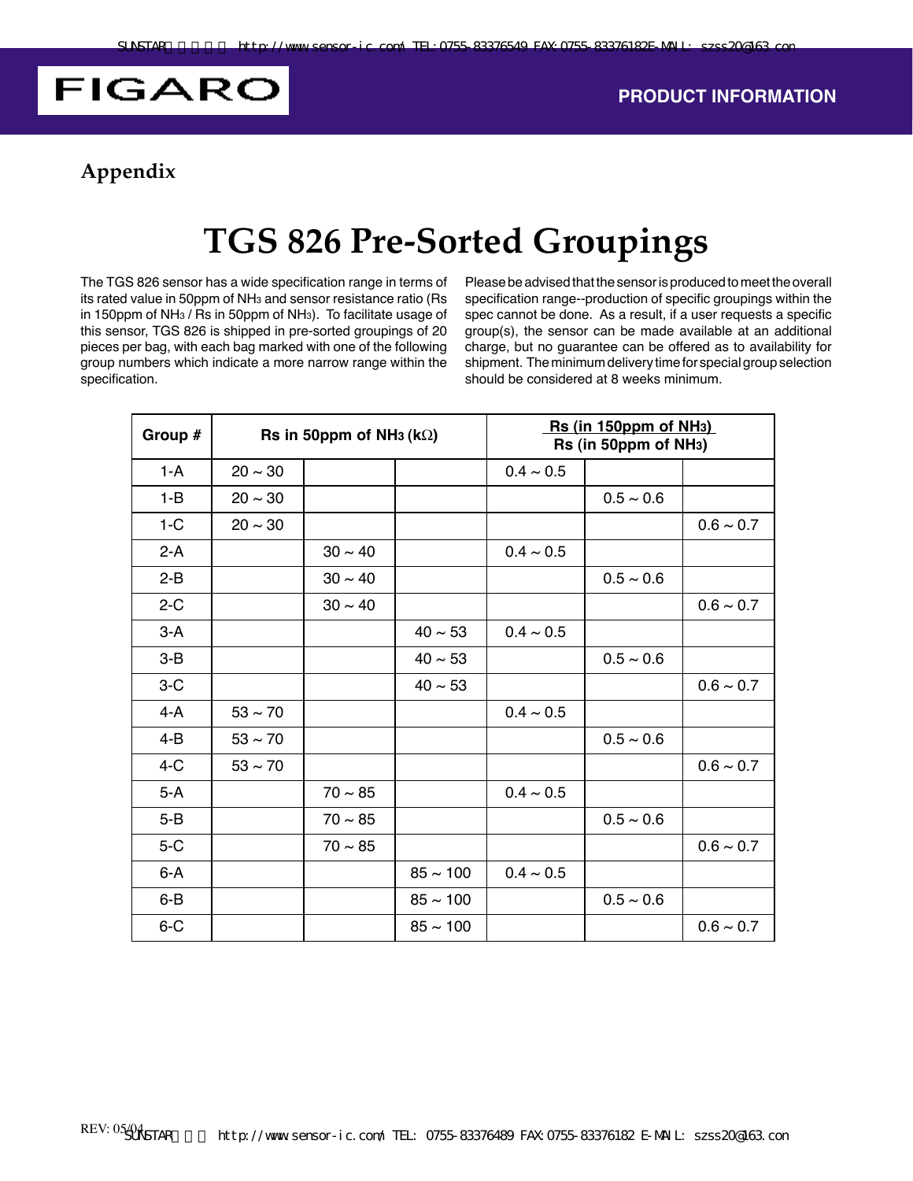FIGARO

PRODUCT INFORMATION

## Appendix

# TGS 826 Pre-Sorted Groupings

The TGS 826 sensor has a wide specification range in terms of its rated value in 50ppm of $NH_3$ and sensor resistance ratio (Rs in 150ppm of $NH_3$ / Rs in 50ppm of $NH_3$). To facilitate usage of this sensor, TGS 826 is shipped in pre-sorted groupings of 20 pieces per bag, with each bag marked with one of the following group numbers which indicate a more narrow range within the specification.

Please be advised that the sensor is produced to meet the overall specification range--production of specific groupings within the spec cannot be done. As a result, if a user requests a specific group(s), the sensor can be made available at an additional charge, but no guarantee can be offered as to availability for shipment. The minimum delivery time for special group selection should be considered at 8 weeks minimum.

| Group # | Rs in 50ppm of $NH_3$ (kΩ) | | | Rs (in 150ppm of $NH_3$) / Rs (in 50ppm of $NH_3$) | | |
|---|---|---|---|---|---|---|
| 1-A | 20 ~ 30 | | | 0.4 ~ 0.5 | | |
| 1-B | 20 ~ 30 | | | | 0.5 ~ 0.6 | |
| 1-C | 20 ~ 30 | | | | | 0.6 ~ 0.7 |
| 2-A | | 30 ~ 40 | | 0.4 ~ 0.5 | | |
| 2-B | | 30 ~ 40 | | | 0.5 ~ 0.6 | |
| 2-C | | 30 ~ 40 | | | | 0.6 ~ 0.7 |
| 3-A | | | 40 ~ 53 | 0.4 ~ 0.5 | | |
| 3-B | | | 40 ~ 53 | | 0.5 ~ 0.6 | |
| 3-C | | | 40 ~ 53 | | | 0.6 ~ 0.7 |
| 4-A | 53 ~ 70 | | | 0.4 ~ 0.5 | | |
| 4-B | 53 ~ 70 | | | | 0.5 ~ 0.6 | |
| 4-C | 53 ~ 70 | | | | | 0.6 ~ 0.7 |
| 5-A | | 70 ~ 85 | | 0.4 ~ 0.5 | | |
| 5-B | | 70 ~ 85 | | | 0.5 ~ 0.6 | |
| 5-C | | 70 ~ 85 | | | | 0.6 ~ 0.7 |
| 6-A | | | 85 ~ 100 | 0.4 ~ 0.5 | | |
| 6-B | | | 85 ~ 100 | | 0.5 ~ 0.6 | |
| 6-C | | | 85 ~ 100 | | | 0.6 ~ 0.7 |

REV: 05/04